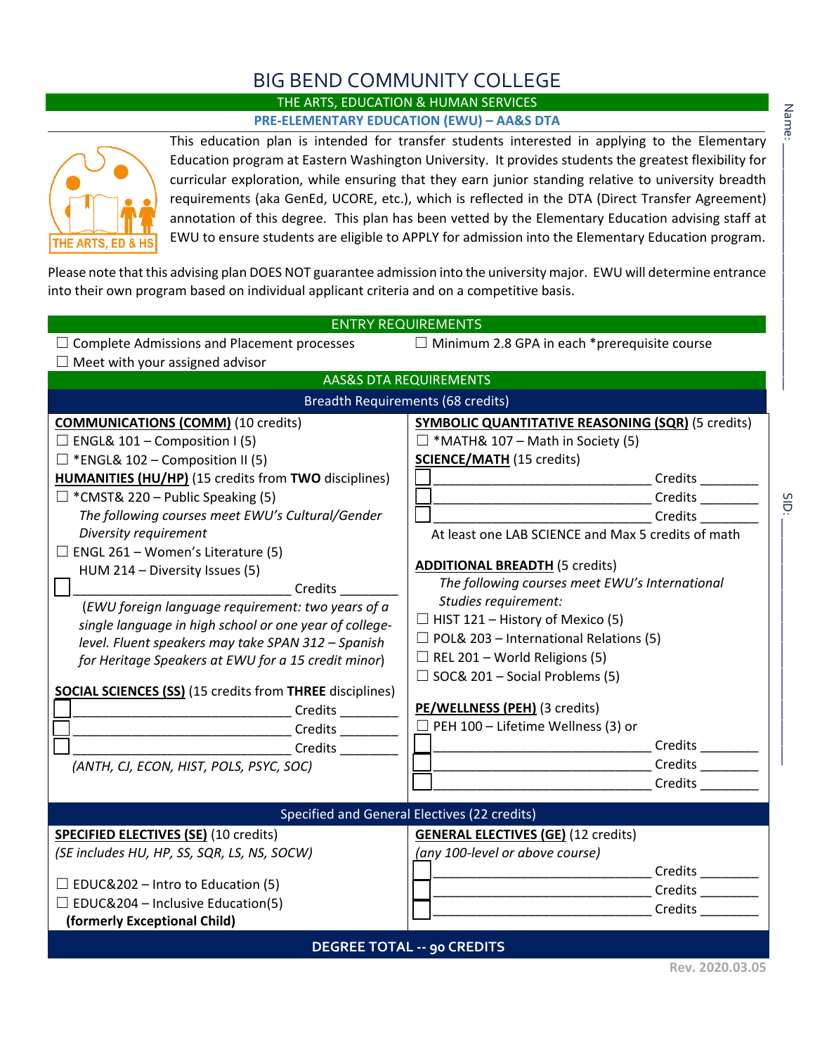# BIG BEND COMMUNITY COLLEGE

## THE ARTS, EDUCATION & HUMAN SERVICES

### PRE-ELEMENTARY EDUCATION (EWU) – AA&S DTA

THE ARTS, ED & HS

This education plan is intended for transfer students interested in applying to the Elementary Education program at Eastern Washington University. It provides students the greatest flexibility for curricular exploration, while ensuring that they earn junior standing relative to university breadth requirements (aka GenEd, UCORE, etc.), which is reflected in the DTA (Direct Transfer Agreement) annotation of this degree. This plan has been vetted by the Elementary Education advising staff at EWU to ensure students are eligible to APPLY for admission into the Elementary Education program.

Please note that this advising plan DOES NOT guarantee admission into the university major. EWU will determine entrance into their own program based on individual applicant criteria and on a competitive basis.

Name: ____________________

SID: ____________________

## ENTRY REQUIREMENTS

- ☐ Complete Admissions and Placement processes
- ☐ Meet with your assigned advisor
- ☐ Minimum 2.8 GPA in each *prerequisite course

## AAS&S DTA REQUIREMENTS

### Breadth Requirements (68 credits)

**COMMUNICATIONS (COMM)** (10 credits)

- ☐ ENGL& 101 – Composition I (5)
- ☐ *ENGL& 102 – Composition II (5)

**HUMANITIES (HU/HP)** (15 credits from **TWO** disciplines)

- ☐ *CMST& 220 – Public Speaking (5)

*The following courses meet EWU's Cultural/Gender Diversity requirement*

- ☐ ENGL 261 – Women's Literature (5)
- HUM 214 – Diversity Issues (5)
- ☐ ______________________________ Credits ________

(*EWU foreign language requirement: two years of a single language in high school or one year of college-level. Fluent speakers may take SPAN 312 – Spanish for Heritage Speakers at EWU for a 15 credit minor*)

**SOCIAL SCIENCES (SS)** (15 credits from **THREE** disciplines)

- ☐ ______________________________ Credits ________
- ☐ ______________________________ Credits ________
- ☐ ______________________________ Credits ________

*(ANTH, CJ, ECON, HIST, POLS, PSYC, SOC)*

**SYMBOLIC QUANTITATIVE REASONING (SQR)** (5 credits)

- ☐ *MATH& 107 – Math in Society (5)

**SCIENCE/MATH** (15 credits)

- ☐ ______________________________ Credits ________
- ☐ ______________________________ Credits ________
- ☐ ______________________________ Credits ________

At least one LAB SCIENCE and Max 5 credits of math

**ADDITIONAL BREADTH** (5 credits)

*The following courses meet EWU's International Studies requirement:*

- ☐ HIST 121 – History of Mexico (5)
- ☐ POL& 203 – International Relations (5)
- ☐ REL 201 – World Religions (5)
- ☐ SOC& 201 – Social Problems (5)

**PE/WELLNESS (PEH)** (3 credits)

- ☐ PEH 100 – Lifetime Wellness (3) or
- ☐ ______________________________ Credits ________
- ☐ ______________________________ Credits ________
- ☐ ______________________________ Credits ________

### Specified and General Electives (22 credits)

**SPECIFIED ELECTIVES (SE)** (10 credits)

*(SE includes HU, HP, SS, SQR, LS, NS, SOCW)*

- ☐ EDUC&202 – Intro to Education (5)
- ☐ EDUC&204 – Inclusive Education(5)

**(formerly Exceptional Child)**

**GENERAL ELECTIVES (GE)** (12 credits)

*(any 100-level or above course)*

- ☐ ______________________________ Credits ________
- ☐ ______________________________ Credits ________
- ☐ ______________________________ Credits ________

**DEGREE TOTAL -- 90 CREDITS**

Rev. 2020.03.05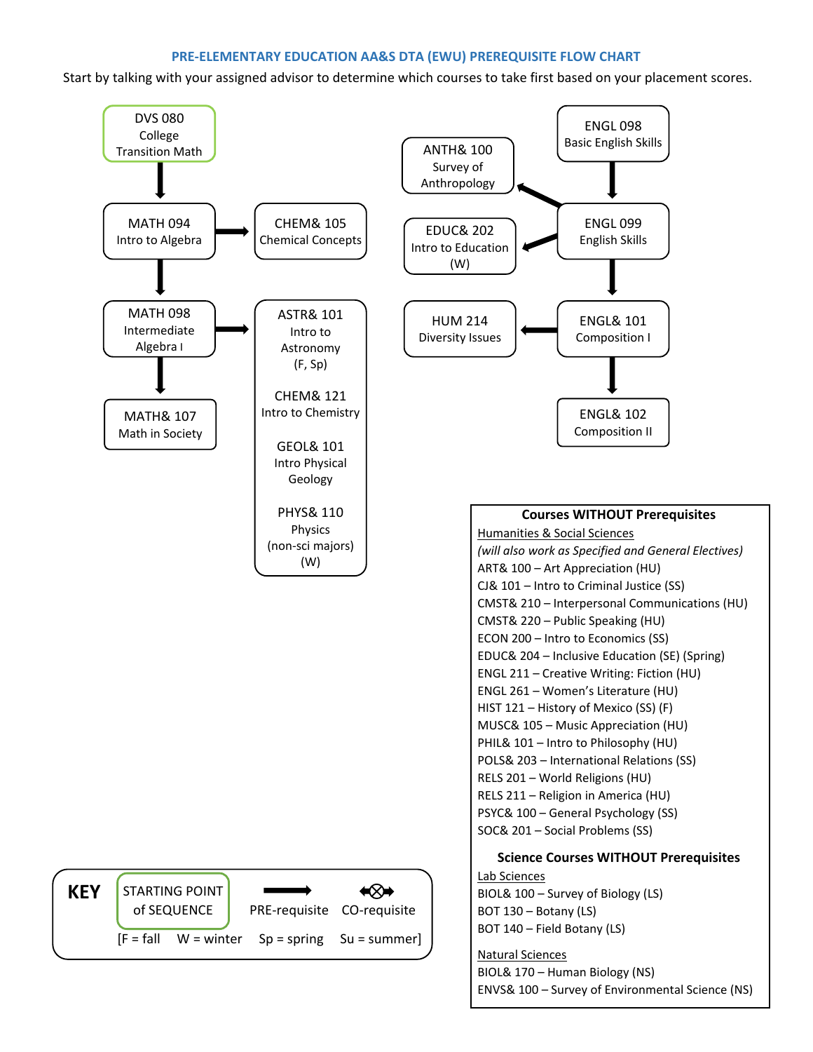# PRE-ELEMENTARY EDUCATION AA&S DTA (EWU) PREREQUISITE FLOW CHART

Start by talking with your assigned advisor to determine which courses to take first based on your placement scores.

DVS 080 College Transition Math → MATH 094 Intro to Algebra

MATH 094 Intro to Algebra → CHEM& 105 Chemical Concepts

MATH 094 Intro to Algebra → MATH 098 Intermediate Algebra I

MATH 098 Intermediate Algebra I → ASTR& 101 Intro to Astronomy (F, Sp); CHEM& 121 Intro to Chemistry; GEOL& 101 Intro Physical Geology; PHYS& 110 Physics (non-sci majors) (W)

MATH 098 Intermediate Algebra I → MATH& 107 Math in Society

ENGL 098 Basic English Skills → ENGL 099 English Skills

ENGL 099 English Skills → ANTH& 100 Survey of Anthropology

ENGL 099 English Skills → EDUC& 202 Intro to Education (W)

ENGL 099 English Skills → ENGL& 101 Composition I

ENGL& 101 Composition I → HUM 214 Diversity Issues

ENGL& 101 Composition I → ENGL& 102 Composition II

## Courses WITHOUT Prerequisites

Humanities & Social Sciences

*(will also work as Specified and General Electives)*

- ART& 100 – Art Appreciation (HU)
- CJ& 101 – Intro to Criminal Justice (SS)
- CMST& 210 – Interpersonal Communications (HU)
- CMST& 220 – Public Speaking (HU)
- ECON 200 – Intro to Economics (SS)
- EDUC& 204 – Inclusive Education (SE) (Spring)
- ENGL 211 – Creative Writing: Fiction (HU)
- ENGL 261 – Women's Literature (HU)
- HIST 121 – History of Mexico (SS) (F)
- MUSC& 105 – Music Appreciation (HU)
- PHIL& 101 – Intro to Philosophy (HU)
- POLS& 203 – International Relations (SS)
- RELS 201 – World Religions (HU)
- RELS 211 – Religion in America (HU)
- PSYC& 100 – General Psychology (SS)
- SOC& 201 – Social Problems (SS)

## Science Courses WITHOUT Prerequisites

Lab Sciences

- BIOL& 100 – Survey of Biology (LS)
- BOT 130 – Botany (LS)
- BOT 140 – Field Botany (LS)

Natural Sciences

- BIOL& 170 – Human Biology (NS)
- ENVS& 100 – Survey of Environmental Science (NS)

**KEY**

STARTING POINT of SEQUENCE | → PRE-requisite | ⊗ CO-requisite

[F = fall  W = winter  Sp = spring  Su = summer]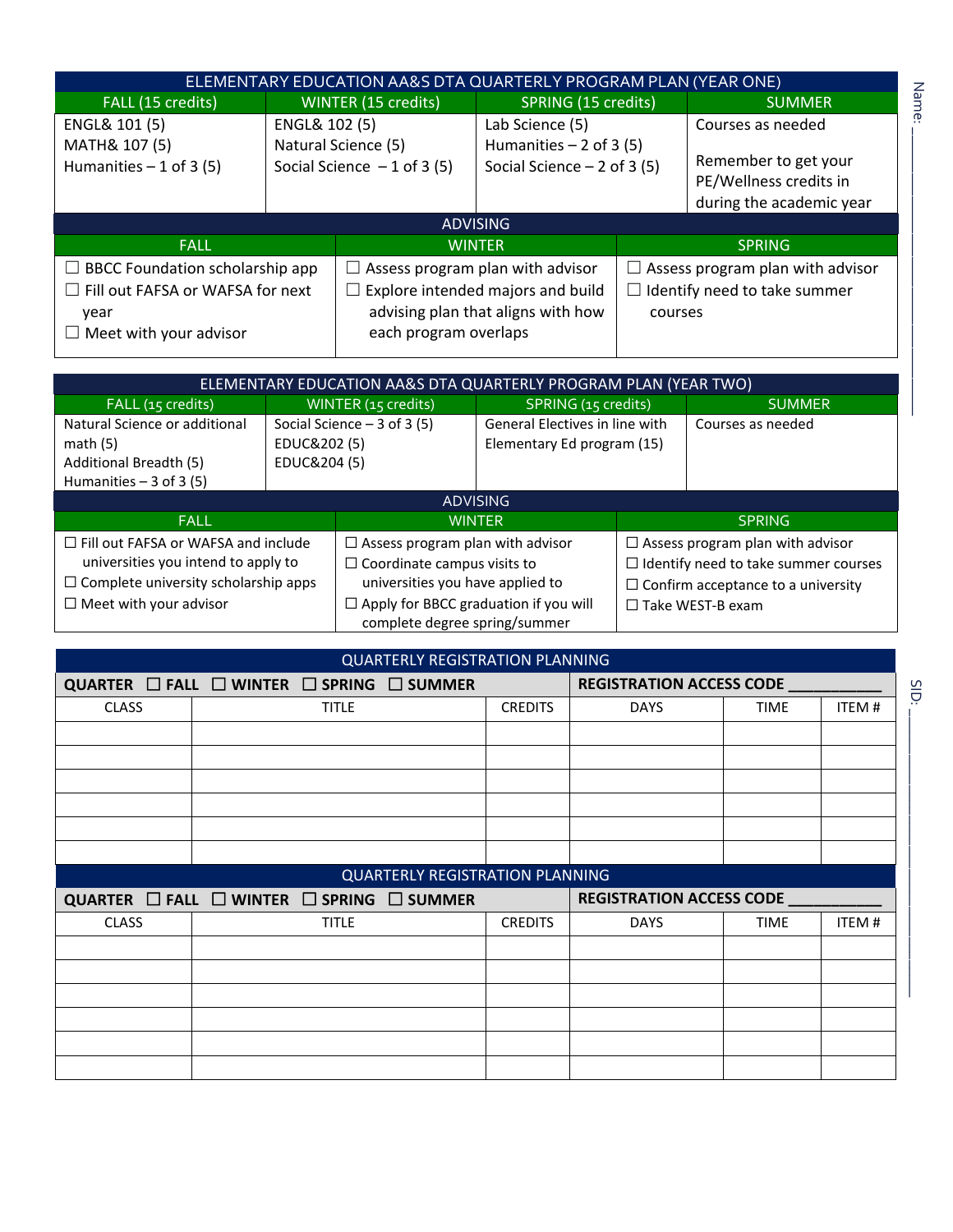| ELEMENTARY EDUCATION AA&S DTA QUARTERLY PROGRAM PLAN (YEAR ONE) | | | |
|---|---|---|---|
| FALL (15 credits) | WINTER (15 credits) | SPRING (15 credits) | SUMMER |
| ENGL& 101 (5)<br>MATH& 107 (5)<br>Humanities – 1 of 3 (5) | ENGL& 102 (5)<br>Natural Science (5)<br>Social Science – 1 of 3 (5) | Lab Science (5)<br>Humanities – 2 of 3 (5)<br>Social Science – 2 of 3 (5) | Courses as needed<br><br>Remember to get your PE/Wellness credits in during the academic year |

| ADVISING | | |
|---|---|---|
| FALL | WINTER | SPRING |
| ☐ BBCC Foundation scholarship app<br>☐ Fill out FAFSA or WAFSA for next year<br>☐ Meet with your advisor | ☐ Assess program plan with advisor<br>☐ Explore intended majors and build advising plan that aligns with how each program overlaps | ☐ Assess program plan with advisor<br>☐ Identify need to take summer courses |

| ELEMENTARY EDUCATION AA&S DTA QUARTERLY PROGRAM PLAN (YEAR TWO) | | | |
|---|---|---|---|
| FALL (15 credits) | WINTER (15 credits) | SPRING (15 credits) | SUMMER |
| Natural Science or additional math (5)<br>Additional Breadth (5)<br>Humanities – 3 of 3 (5) | Social Science – 3 of 3 (5)<br>EDUC&202 (5)<br>EDUC&204 (5) | General Electives in line with Elementary Ed program (15) | Courses as needed |

| ADVISING | | |
|---|---|---|
| FALL | WINTER | SPRING |
| ☐ Fill out FAFSA or WAFSA and include universities you intend to apply to<br>☐ Complete university scholarship apps<br>☐ Meet with your advisor | ☐ Assess program plan with advisor<br>☐ Coordinate campus visits to universities you have applied to<br>☐ Apply for BBCC graduation if you will complete degree spring/summer | ☐ Assess program plan with advisor<br>☐ Identify need to take summer courses<br>☐ Confirm acceptance to a university<br>☐ Take WEST-B exam |

| QUARTERLY REGISTRATION PLANNING | | | | | |
|---|---|---|---|---|---|
| **QUARTER** ☐ **FALL** ☐ **WINTER** ☐ **SPRING** ☐ **SUMMER** | | | **REGISTRATION ACCESS CODE** ___________ | | |
| CLASS | TITLE | CREDITS | DAYS | TIME | ITEM # |
| | | | | | |
| | | | | | |
| | | | | | |
| | | | | | |
| | | | | | |
| | | | | | |

| QUARTERLY REGISTRATION PLANNING | | | | | |
|---|---|---|---|---|---|
| **QUARTER** ☐ **FALL** ☐ **WINTER** ☐ **SPRING** ☐ **SUMMER** | | | **REGISTRATION ACCESS CODE** ___________ | | |
| CLASS | TITLE | CREDITS | DAYS | TIME | ITEM # |
| | | | | | |
| | | | | | |
| | | | | | |
| | | | | | |
| | | | | | |
| | | | | | |

Name: ____________________

SID: ____________________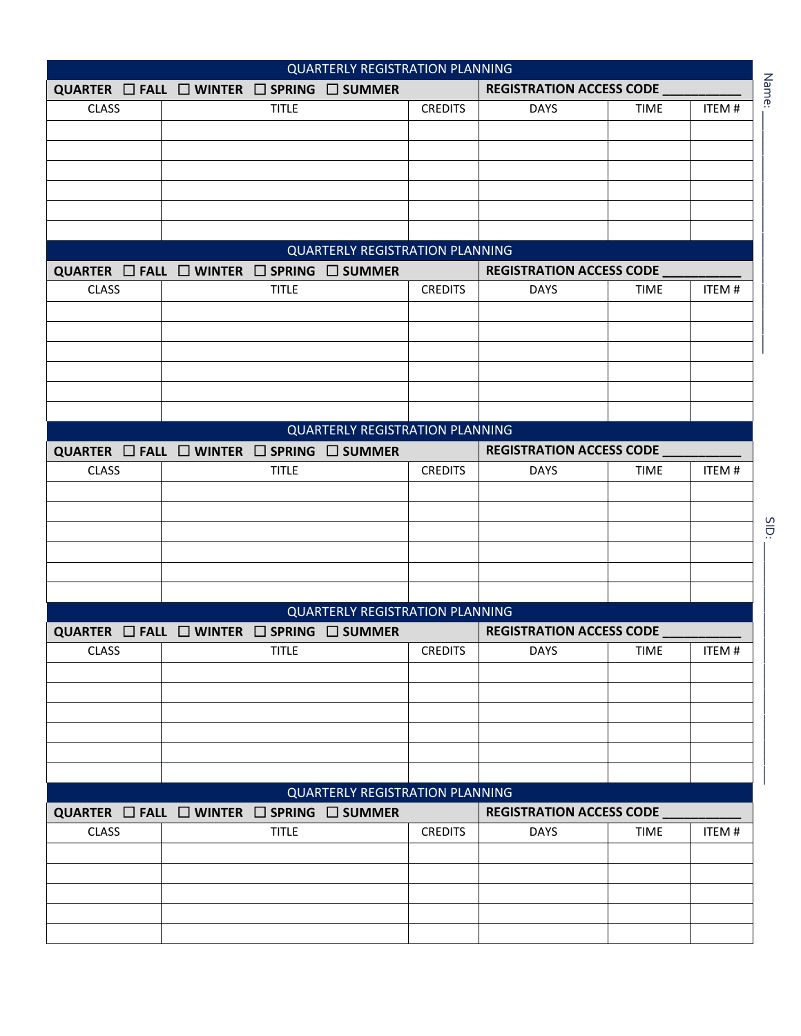Name: ____________________

SID: ____________________

## QUARTERLY REGISTRATION PLANNING

**QUARTER** ☐ **FALL** ☐ **WINTER** ☐ **SPRING** ☐ **SUMMER** | **REGISTRATION ACCESS CODE** ___________

| CLASS | TITLE | CREDITS | DAYS | TIME | ITEM # |
|---|---|---|---|---|---|
| | | | | | |
| | | | | | |
| | | | | | |
| | | | | | |
| | | | | | |
| | | | | | |

## QUARTERLY REGISTRATION PLANNING

**QUARTER** ☐ **FALL** ☐ **WINTER** ☐ **SPRING** ☐ **SUMMER** | **REGISTRATION ACCESS CODE** ___________

| CLASS | TITLE | CREDITS | DAYS | TIME | ITEM # |
|---|---|---|---|---|---|
| | | | | | |
| | | | | | |
| | | | | | |
| | | | | | |
| | | | | | |
| | | | | | |

## QUARTERLY REGISTRATION PLANNING

**QUARTER** ☐ **FALL** ☐ **WINTER** ☐ **SPRING** ☐ **SUMMER** | **REGISTRATION ACCESS CODE** ___________

| CLASS | TITLE | CREDITS | DAYS | TIME | ITEM # |
|---|---|---|---|---|---|
| | | | | | |
| | | | | | |
| | | | | | |
| | | | | | |
| | | | | | |
| | | | | | |

## QUARTERLY REGISTRATION PLANNING

**QUARTER** ☐ **FALL** ☐ **WINTER** ☐ **SPRING** ☐ **SUMMER** | **REGISTRATION ACCESS CODE** ___________

| CLASS | TITLE | CREDITS | DAYS | TIME | ITEM # |
|---|---|---|---|---|---|
| | | | | | |
| | | | | | |
| | | | | | |
| | | | | | |
| | | | | | |
| | | | | | |

## QUARTERLY REGISTRATION PLANNING

**QUARTER** ☐ **FALL** ☐ **WINTER** ☐ **SPRING** ☐ **SUMMER** | **REGISTRATION ACCESS CODE** ___________

| CLASS | TITLE | CREDITS | DAYS | TIME | ITEM # |
|---|---|---|---|---|---|
| | | | | | |
| | | | | | |
| | | | | | |
| | | | | | |
| | | | | | |